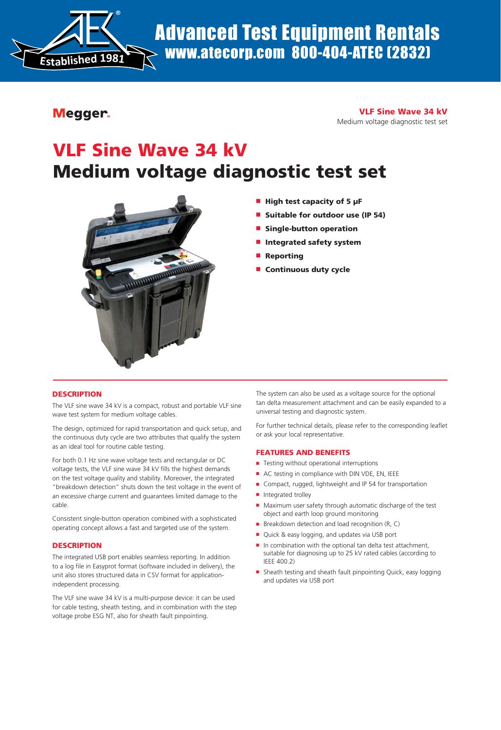# Advanced Test Equipment Rentals

www.atecorp.com 800-404-ATEC (2832)

Established 1981

Megger.

**VLF Sine Wave 34 kV**
Medium voltage diagnostic test set

# VLF Sine Wave 34 kV
# Medium voltage diagnostic test set

- **High test capacity of 5 µF**
- **Suitable for outdoor use (IP 54)**
- **Single-button operation**
- **Integrated safety system**
- **Reporting**
- **Continuous duty cycle**

## DESCRIPTION

The VLF sine wave 34 kV is a compact, robust and portable VLF sine wave test system for medium voltage cables.

The design, optimized for rapid transportation and quick setup, and the continuous duty cycle are two attributes that qualify the system as an ideal tool for routine cable testing.

For both 0.1 Hz sine wave voltage tests and rectangular or DC voltage tests, the VLF sine wave 34 kV fills the highest demands on the test voltage quality and stability. Moreover, the integrated "breakdown detection" shuts down the test voltage in the event of an excessive charge current and guarantees limited damage to the cable.

Consistent single-button operation combined with a sophisticated operating concept allows a fast and targeted use of the system.

## DESCRIPTION

The integrated USB port enables seamless reporting. In addition to a log file in Easyprot format (software included in delivery), the unit also stores structured data in CSV format for application-independent processing.

The VLF sine wave 34 kV is a multi-purpose device: it can be used for cable testing, sheath testing, and in combination with the step voltage probe ESG NT, also for sheath fault pinpointing.

The system can also be used as a voltage source for the optional tan delta measurement attachment and can be easily expanded to a universal testing and diagnostic system.

For further technical details, please refer to the corresponding leaflet or ask your local representative.

## FEATURES AND BENEFITS

- Testing without operational interruptions
- AC testing in compliance with DIN VDE, EN, IEEE
- Compact, rugged, lightweight and IP 54 for transportation
- Integrated trolley
- Maximum user safety through automatic discharge of the test object and earth loop ground monitoring
- Breakdown detection and load recognition (R, C)
- Quick & easy logging, and updates via USB port
- In combination with the optional tan delta test attachment, suitable for diagnosing up to 25 kV rated cables (according to IEEE 400.2)
- Sheath testing and sheath fault pinpointing Quick, easy logging and updates via USB port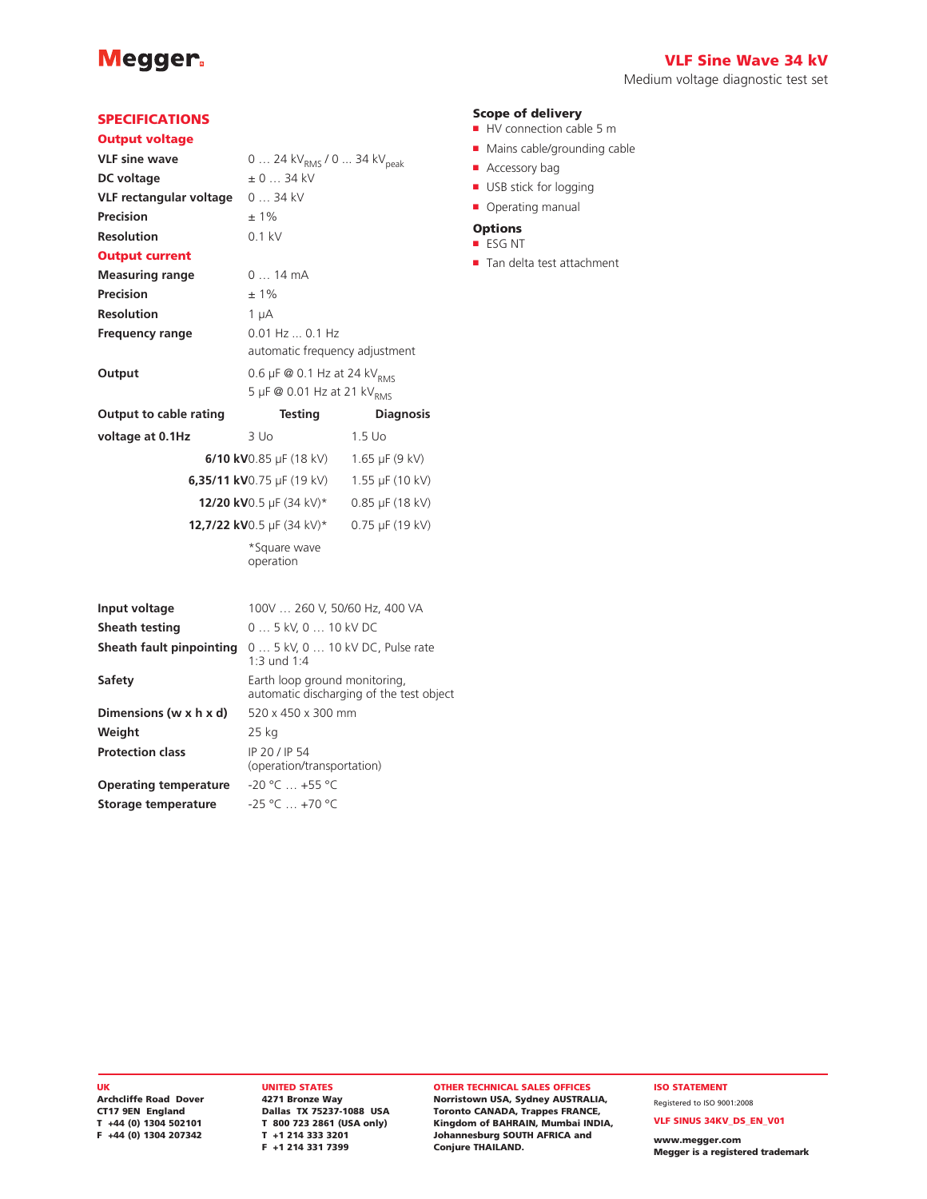## SPECIFICATIONS

### Output voltage

| | |
|---|---|
| **VLF sine wave** | 0 … 24 $kV_{RMS}$ / 0 … 34 $kV_{peak}$ |
| **DC voltage** | ± 0 … 34 kV |
| **VLF rectangular voltage** | 0 … 34 kV |
| **Precision** | ± 1% |
| **Resolution** | 0.1 kV |

### Output current

| | |
|---|---|
| **Measuring range** | 0 … 14 mA |
| **Precision** | ± 1% |
| **Resolution** | 1 µA |
| **Frequency range** | 0.01 Hz ... 0.1 Hz<br>automatic frequency adjustment |
| **Output** | 0.6 µF @ 0.1 Hz at 24 $kV_{RMS}$<br>5 µF @ 0.01 Hz at 21 $kV_{RMS}$ |

| **Output to cable rating** | **Testing** | **Diagnosis** |
|---|---|---|
| **voltage at 0.1Hz** | 3 Uo | 1.5 Uo |
| **6/10 kV** | 0.85 µF (18 kV) | 1.65 µF (9 kV) |
| **6,35/11 kV** | 0.75 µF (19 kV) | 1.55 µF (10 kV) |
| **12/20 kV** | 0.5 µF (34 kV)* | 0.85 µF (18 kV) |
| **12,7/22 kV** | 0.5 µF (34 kV)* | 0.75 µF (19 kV) |

*Square wave operation

| | |
|---|---|
| **Input voltage** | 100V … 260 V, 50/60 Hz, 400 VA |
| **Sheath testing** | 0 … 5 kV, 0 … 10 kV DC |
| **Sheath fault pinpointing** | 0 … 5 kV, 0 … 10 kV DC, Pulse rate 1:3 und 1:4 |
| **Safety** | Earth loop ground monitoring, automatic discharging of the test object |
| **Dimensions (w x h x d)** | 520 x 450 x 300 mm |
| **Weight** | 25 kg |
| **Protection class** | IP 20 / IP 54 (operation/transportation) |
| **Operating temperature** | -20 °C … +55 °C |
| **Storage temperature** | -25 °C … +70 °C |

### Scope of delivery

- HV connection cable 5 m
- Mains cable/grounding cable
- Accessory bag
- USB stick for logging
- Operating manual

### Options

- ESG NT
- Tan delta test attachment

**UK**
**Archcliffe Road Dover**
**CT17 9EN England**
**T +44 (0) 1304 502101**
**F +44 (0) 1304 207342**

**UNITED STATES**
**4271 Bronze Way**
**Dallas TX 75237-1088 USA**
**T 800 723 2861 (USA only)**
**T +1 214 333 3201**
**F +1 214 331 7399**

**OTHER TECHNICAL SALES OFFICES**
**Norristown USA, Sydney AUSTRALIA, Toronto CANADA, Trappes FRANCE, Kingdom of BAHRAIN, Mumbai INDIA, Johannesburg SOUTH AFRICA and Conjure THAILAND.**

**ISO STATEMENT**
Registered to ISO 9001:2008

**VLF SINUS 34KV_DS_EN_V01**

**www.megger.com**
**Megger is a registered trademark**